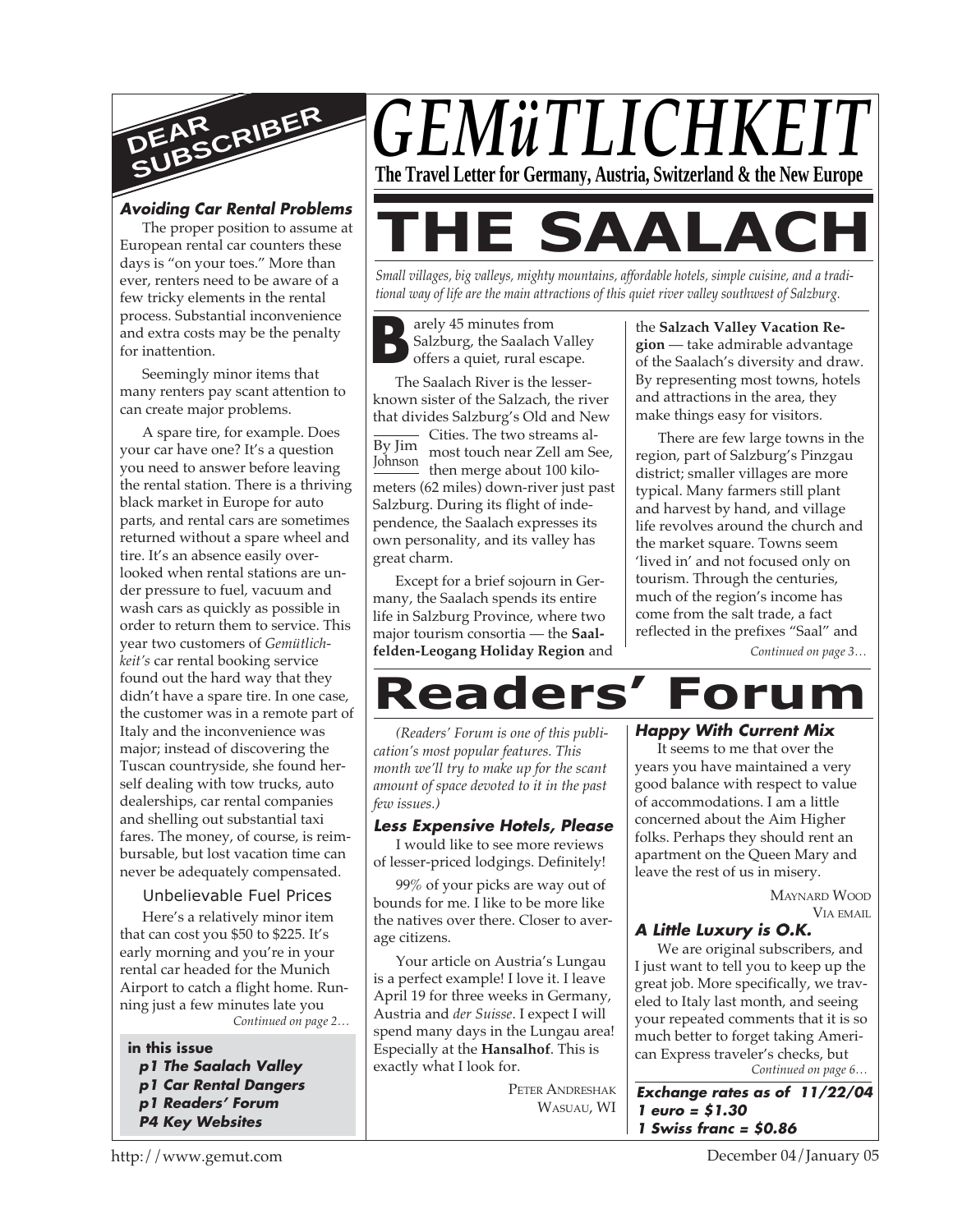# GEMüTLICHKEIT

**The Travel Letter for Germany, Austria, Switzerland & the New Europe**

# THE SAALACH

*Small villages, big valleys, mighty mountains, affordable hotels, simple cuisine, and a traditional way of life are the main attractions of this quiet river valley southwest of Salzburg.*

By Jim Johnson

Barely 45 minutes from Salzburg, the Saalach Valley offers a quiet, rural escape.

The Saalach River is the lesser-known sister of the Salzach, the river that divides Salzburg's Old and New Cities. The two streams almost touch near Zell am See, then merge about 100 kilometers (62 miles) down-river just past Salzburg. During its flight of independence, the Saalach expresses its own personality, and its valley has great charm.

Except for a brief sojourn in Germany, the Saalach spends its entire life in Salzburg Province, where two major tourism consortia — the **Saalfelden-Leogang Holiday Region** and the **Salzach Valley Vacation Region** — take admirable advantage of the Saalach's diversity and draw. By representing most towns, hotels and attractions in the area, they make things easy for visitors.

There are few large towns in the region, part of Salzburg's Pinzgau district; smaller villages are more typical. Many farmers still plant and harvest by hand, and village life revolves around the church and the market square. Towns seem 'lived in' and not focused only on tourism. Through the centuries, much of the region's income has come from the salt trade, a fact reflected in the prefixes "Saal" and

*Continued on page 3…*

## DEAR SUBSCRIBER

### Avoiding Car Rental Problems

The proper position to assume at European rental car counters these days is "on your toes." More than ever, renters need to be aware of a few tricky elements in the rental process. Substantial inconvenience and extra costs may be the penalty for inattention.

Seemingly minor items that many renters pay scant attention to can create major problems.

A spare tire, for example. Does your car have one? It's a question you need to answer before leaving the rental station. There is a thriving black market in Europe for auto parts, and rental cars are sometimes returned without a spare wheel and tire. It's an absence easily overlooked when rental stations are under pressure to fuel, vacuum and wash cars as quickly as possible in order to return them to service. This year two customers of *Gemütlichkeit's* car rental booking service found out the hard way that they didn't have a spare tire. In one case, the customer was in a remote part of Italy and the inconvenience was major; instead of discovering the Tuscan countryside, she found herself dealing with tow trucks, auto dealerships, car rental companies and shelling out substantial taxi fares. The money, of course, is reimbursable, but lost vacation time can never be adequately compensated.

#### Unbelievable Fuel Prices

Here's a relatively minor item that can cost you $50 to $225. It's early morning and you're in your rental car headed for the Munich Airport to catch a flight home. Running just a few minutes late you

*Continued on page 2…*

**in this issue**

- ***p1 The Saalach Valley***
- ***p1 Car Rental Dangers***
- ***p1 Readers' Forum***
- ***P4 Key Websites***

# Readers' Forum

*(Readers' Forum is one of this publication's most popular features. This month we'll try to make up for the scant amount of space devoted to it in the past few issues.)*

### Less Expensive Hotels, Please

I would like to see more reviews of lesser-priced lodgings. Definitely!

99% of your picks are way out of bounds for me. I like to be more like the natives over there. Closer to average citizens.

Your article on Austria's Lungau is a perfect example! I love it. I leave April 19 for three weeks in Germany, Austria and *der Suisse*. I expect I will spend many days in the Lungau area! Especially at the **Hansalhof**. This is exactly what I look for.

PETER ANDRESHAK
WASUAU, WI

### Happy With Current Mix

It seems to me that over the years you have maintained a very good balance with respect to value of accommodations. I am a little concerned about the Aim Higher folks. Perhaps they should rent an apartment on the Queen Mary and leave the rest of us in misery.

MAYNARD WOOD
VIA EMAIL

### A Little Luxury is O.K.

We are original subscribers, and I just want to tell you to keep up the great job. More specifically, we traveled to Italy last month, and seeing your repeated comments that it is so much better to forget taking American Express traveler's checks, but

*Continued on page 6…*

**Exchange rates as of 11/22/04**
**1 euro = $1.30**
**1 Swiss franc = $0.86**

http://www.gemut.com

December 04/January 05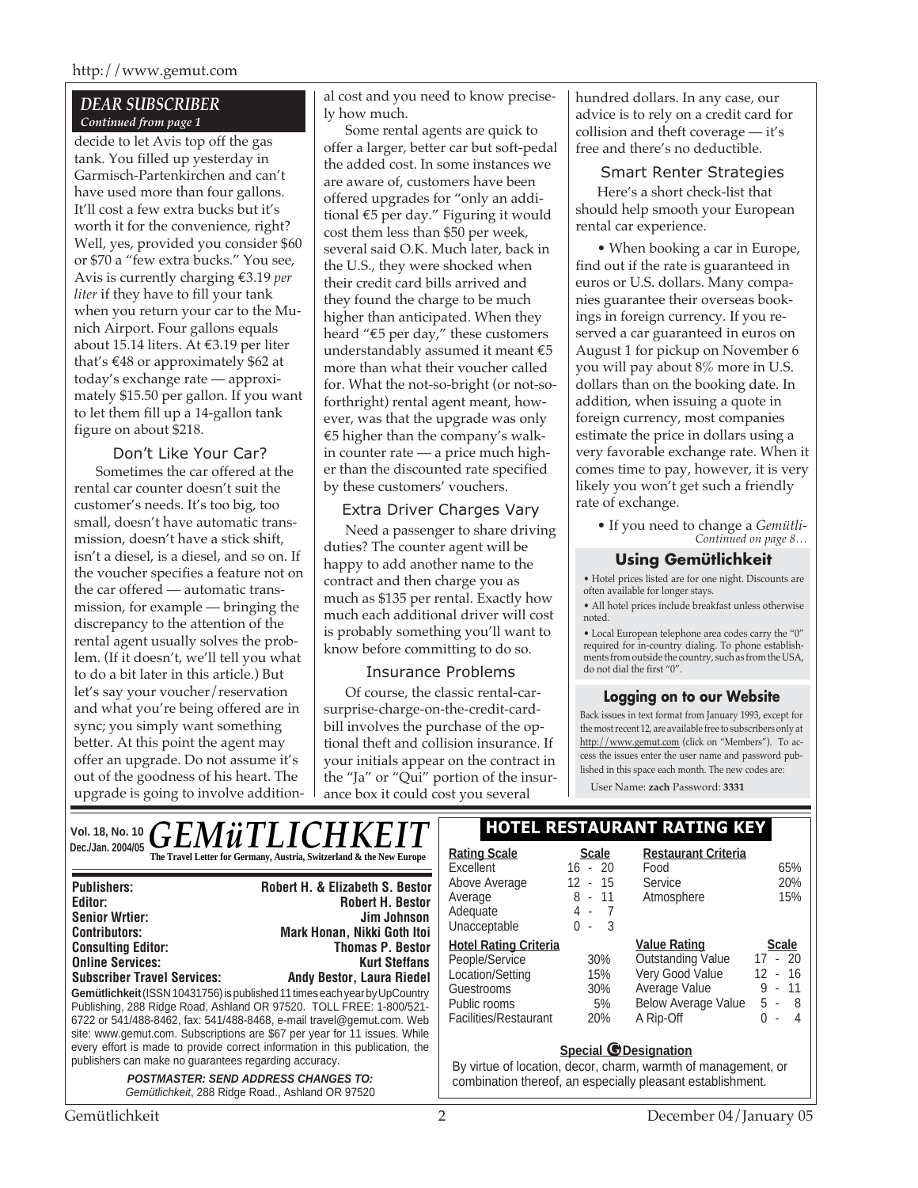## DEAR SUBSCRIBER

*Continued from page 1*

decide to let Avis top off the gas tank. You filled up yesterday in Garmisch-Partenkirchen and can't have used more than four gallons. It'll cost a few extra bucks but it's worth it for the convenience, right? Well, yes, provided you consider $60 or $70 a "few extra bucks." You see, Avis is currently charging €3.19 *per liter* if they have to fill your tank when you return your car to the Munich Airport. Four gallons equals about 15.14 liters. At €3.19 per liter that's €48 or approximately $62 at today's exchange rate — approximately $15.50 per gallon. If you want to let them fill up a 14-gallon tank figure on about $218.

### Don't Like Your Car?

Sometimes the car offered at the rental car counter doesn't suit the customer's needs. It's too big, too small, doesn't have automatic transmission, doesn't have a stick shift, isn't a diesel, is a diesel, and so on. If the voucher specifies a feature not on the car offered — automatic transmission, for example — bringing the discrepancy to the attention of the rental agent usually solves the problem. (If it doesn't, we'll tell you what to do a bit later in this article.) But let's say your voucher/reservation and what you're being offered are in sync; you simply want something better. At this point the agent may offer an upgrade. Do not assume it's out of the goodness of his heart. The upgrade is going to involve additional cost and you need to know precisely how much.

Some rental agents are quick to offer a larger, better car but soft-pedal the added cost. In some instances we are aware of, customers have been offered upgrades for "only an additional €5 per day." Figuring it would cost them less than $50 per week, several said O.K. Much later, back in the U.S., they were shocked when their credit card bills arrived and they found the charge to be much higher than anticipated. When they heard "€5 per day," these customers understandably assumed it meant €5 more than what their voucher called for. What the not-so-bright (or not-so-forthright) rental agent meant, however, was that the upgrade was only €5 higher than the company's walk-in counter rate — a price much higher than the discounted rate specified by these customers' vouchers.

### Extra Driver Charges Vary

Need a passenger to share driving duties? The counter agent will be happy to add another name to the contract and then charge you as much as $135 per rental. Exactly how much each additional driver will cost is probably something you'll want to know before committing to do so.

### Insurance Problems

Of course, the classic rental-car-surprise-charge-on-the-credit-card-bill involves the purchase of the optional theft and collision insurance. If your initials appear on the contract in the "Ja" or "Qui" portion of the insurance box it could cost you several hundred dollars. In any case, our advice is to rely on a credit card for collision and theft coverage — it's free and there's no deductible.

### Smart Renter Strategies

Here's a short check-list that should help smooth your European rental car experience.

• When booking a car in Europe, find out if the rate is guaranteed in euros or U.S. dollars. Many companies guarantee their overseas bookings in foreign currency. If you reserved a car guaranteed in euros on August 1 for pickup on November 6 you will pay about 8% more in U.S. dollars than on the booking date. In addition, when issuing a quote in foreign currency, most companies estimate the price in dollars using a very favorable exchange rate. When it comes time to pay, however, it is very likely you won't get such a friendly rate of exchange.

• If you need to change a *Gemütli-*

*Continued on page 8…*

### Using Gemütlichkeit

- Hotel prices listed are for one night. Discounts are often available for longer stays.
- All hotel prices include breakfast unless otherwise noted.
- Local European telephone area codes carry the "0" required for in-country dialing. To phone establishments from outside the country, such as from the USA, do not dial the first "0".

### Logging on to our Website

Back issues in text format from January 1993, except for the most recent 12, are available free to subscribers only at http://www.gemut.com (click on "Members"). To access the issues enter the user name and password published in this space each month. The new codes are:

User Name: **zach** Password: **3331**

---

Vol. 18, No. 10
Dec./Jan. 2004/05

# GEMüTLICHKEIT

**The Travel Letter for Germany, Austria, Switzerland & the New Europe**

| | |
|---|---|
| **Publishers:** | **Robert H. & Elizabeth S. Bestor** |
| **Editor:** | **Robert H. Bestor** |
| **Senior Wrtier:** | **Jim Johnson** |
| **Contributors:** | **Mark Honan, Nikki Goth Itoi** |
| **Consulting Editor:** | **Thomas P. Bestor** |
| **Online Services:** | **Kurt Steffans** |
| **Subscriber Travel Services:** | **Andy Bestor, Laura Riedel** |

**Gemütlichkeit** (ISSN 10431756) is published 11 times each year by UpCountry Publishing, 288 Ridge Road, Ashland OR 97520. TOLL FREE: 1-800/521-6722 or 541/488-8462, fax: 541/488-8468, e-mail travel@gemut.com. Web site: www.gemut.com. Subscriptions are $67 per year for 11 issues. While every effort is made to provide correct information in this publication, the publishers can make no guarantees regarding accuracy.

***POSTMASTER: SEND ADDRESS CHANGES TO:***
*Gemütlichkeit*, 288 Ridge Road., Ashland OR 97520

## HOTEL RESTAURANT RATING KEY

| Rating Scale | Scale |
|---|---|
| Excellent | 16 - 20 |
| Above Average | 12 - 15 |
| Average | 8 - 11 |
| Adequate | 4 - 7 |
| Unacceptable | 0 - 3 |

| Restaurant Criteria | |
|---|---|
| Food | 65% |
| Service | 20% |
| Atmosphere | 15% |

| Hotel Rating Criteria | |
|---|---|
| People/Service | 30% |
| Location/Setting | 15% |
| Guestrooms | 30% |
| Public rooms | 5% |
| Facilities/Restaurant | 20% |

| Value Rating | Scale |
|---|---|
| Outstanding Value | 17 - 20 |
| Very Good Value | 12 - 16 |
| Average Value | 9 - 11 |
| Below Average Value | 5 - 8 |
| A Rip-Off | 0 - 4 |

**Special G Designation**

By virtue of location, decor, charm, warmth of management, or combination thereof, an especially pleasant establishment.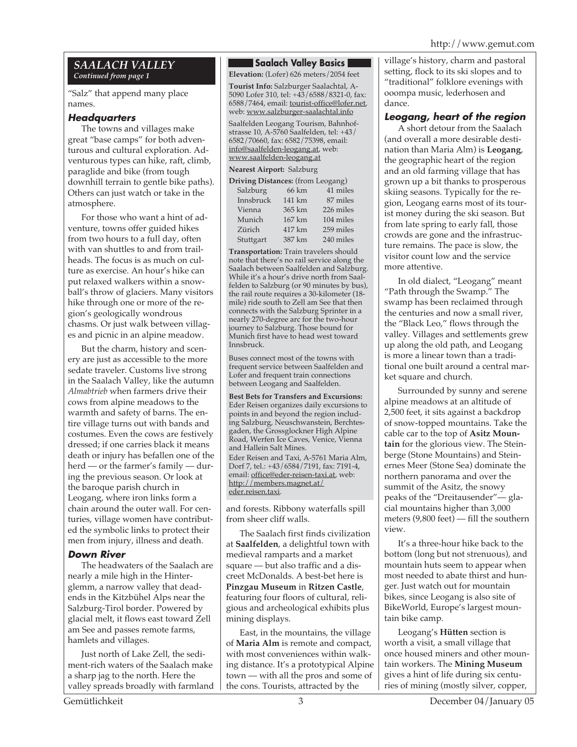## SAALACH VALLEY

*Continued from page 1*

"Salz" that append many place names.

### Headquarters

The towns and villages make great "base camps" for both adventurous and cultural exploration. Adventurous types can hike, raft, climb, paraglide and bike (from tough downhill terrain to gentle bike paths). Others can just watch or take in the atmosphere.

For those who want a hint of adventure, towns offer guided hikes from two hours to a full day, often with van shuttles to and from trailheads. The focus is as much on culture as exercise. An hour's hike can put relaxed walkers within a snowball's throw of glaciers. Many visitors hike through one or more of the region's geologically wondrous chasms. Or just walk between villages and picnic in an alpine meadow.

But the charm, history and scenery are just as accessible to the more sedate traveler. Customs live strong in the Saalach Valley, like the autumn *Almabtrieb* when farmers drive their cows from alpine meadows to the warmth and safety of barns. The entire village turns out with bands and costumes. Even the cows are festively dressed; if one carries black it means death or injury has befallen one of the herd — or the farmer's family — during the previous season. Or look at the baroque parish church in Leogang, where iron links form a chain around the outer wall. For centuries, village women have contributed the symbolic links to protect their men from injury, illness and death.

### Down River

The headwaters of the Saalach are nearly a mile high in the Hinterglemm, a narrow valley that deadends in the Kitzbühel Alps near the Salzburg-Tirol border. Powered by glacial melt, it flows east toward Zell am See and passes remote farms, hamlets and villages.

Just north of Lake Zell, the sediment-rich waters of the Saalach make a sharp jag to the north. Here the valley spreads broadly with farmland and forests. Ribbony waterfalls spill from sheer cliff walls.

The Saalach first finds civilization at **Saalfelden**, a delightful town with medieval ramparts and a market square — but also traffic and a discreet McDonalds. A best-bet here is **Pinzgau Museum** in **Ritzen Castle**, featuring four floors of cultural, religious and archeological exhibits plus mining displays.

East, in the mountains, the village of **Maria Alm** is remote and compact, with most conveniences within walking distance. It's a prototypical Alpine town — with all the pros and some of the cons. Tourists, attracted by the village's history, charm and pastoral setting, flock to its ski slopes and to "traditional" folklore evenings with ooompa music, lederhosen and dance.

### Leogang, heart of the region

A short detour from the Saalach (and overall a more desirable destination than Maria Alm) is **Leogang**, the geographic heart of the region and an old farming village that has grown up a bit thanks to prosperous skiing seasons. Typically for the region, Leogang earns most of its tourist money during the ski season. But from late spring to early fall, those crowds are gone and the infrastructure remains. The pace is slow, the visitor count low and the service more attentive.

In old dialect, "Leogang" meant "Path through the Swamp." The swamp has been reclaimed through the centuries and now a small river, the "Black Leo," flows through the valley. Villages and settlements grew up along the old path, and Leogang is more a linear town than a traditional one built around a central market square and church.

Surrounded by sunny and serene alpine meadows at an altitude of 2,500 feet, it sits against a backdrop of snow-topped mountains. Take the cable car to the top of **Asitz Mountain** for the glorious view. The Steinberge (Stone Mountains) and Steinernes Meer (Stone Sea) dominate the northern panorama and over the summit of the Asitz, the snowy peaks of the "Dreitausender"— glacial mountains higher than 3,000 meters (9,800 feet) — fill the southern view.

It's a three-hour hike back to the bottom (long but not strenuous), and mountain huts seem to appear when most needed to abate thirst and hunger. Just watch out for mountain bikes, since Leogang is also site of BikeWorld, Europe's largest mountain bike camp.

Leogang's **Hütten** section is worth a visit, a small village that once housed miners and other mountain workers. The **Mining Museum** gives a hint of life during six centuries of mining (mostly silver, copper,

---

### Saalach Valley Basics

**Elevation:** (Lofer) 626 meters/2054 feet

**Tourist Info:** Salzburger Saalachtal, A-5090 Lofer 310, tel: +43/6588/8321-0, fax: 6588/7464, email: tourist-office@lofer.net, web: www.salzburger-saalachtal.info

Saalfelden Leogang Tourism, Bahnhofstrasse 10, A-5760 Saalfelden, tel: +43/6582/70660, fax: 6582/75398, email: info@saalfelden-leogang.at, web: www.saalfelden-leogang.at

**Nearest Airport:** Salzburg

**Driving Distances:** (from Leogang)

| | | |
|---|---|---|
| Salzburg | 66 km | 41 miles |
| Innsbruck | 141 km | 87 miles |
| Vienna | 365 km | 226 miles |
| Munich | 167 km | 104 miles |
| Zürich | 417 km | 259 miles |
| Stuttgart | 387 km | 240 miles |

**Transportation:** Train travelers should note that there's no rail service along the Saalach between Saalfelden and Salzburg. While it's a hour's drive north from Saalfelden to Salzburg (or 90 minutes by bus), the rail route requires a 30-kilometer (18-mile) ride south to Zell am See that then connects with the Salzburg Sprinter in a nearly 270-degree arc for the two-hour journey to Salzburg. Those bound for Munich first have to head west toward Innsbruck.

Buses connect most of the towns with frequent service between Saalfelden and Lofer and frequent train connections between Leogang and Saalfelden.

**Best Bets for Transfers and Excursions:** Eder Reisen organizes daily excursions to points in and beyond the region including Salzburg, Neuschwanstein, Berchtesgaden, the Grossglockner High Alpine Road, Werfen Ice Caves, Venice, Vienna and Hallein Salt Mines.

Eder Reisen and Taxi, A-5761 Maria Alm, Dorf 7, tel.: +43/6584/7191, fax: 7191-4, email: office@eder-reisen-taxi.at, web: http://members.magnet.at/eder.reisen.taxi.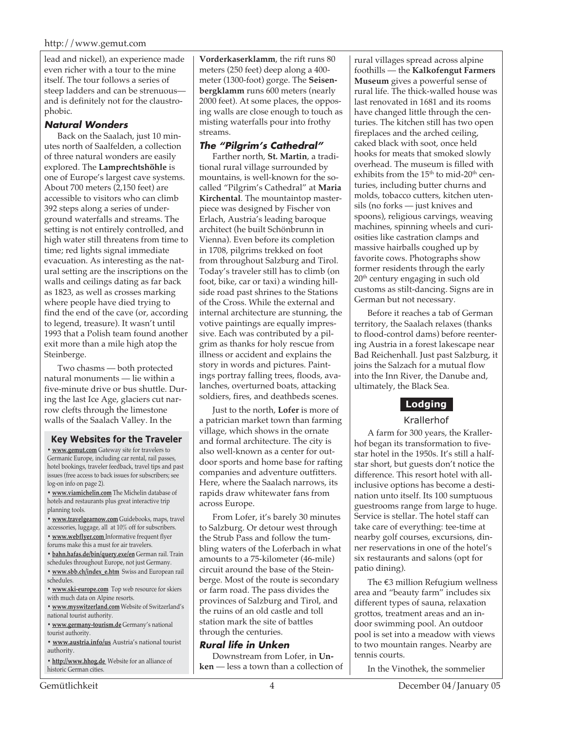lead and nickel), an experience made even richer with a tour to the mine itself. The tour follows a series of steep ladders and can be strenuous—and is definitely not for the claustrophobic.

### *Natural Wonders*

Back on the Saalach, just 10 minutes north of Saalfelden, a collection of three natural wonders are easily explored. The **Lamprechtshöhle** is one of Europe's largest cave systems. About 700 meters (2,150 feet) are accessible to visitors who can climb 392 steps along a series of underground waterfalls and streams. The setting is not entirely controlled, and high water still threatens from time to time; red lights signal immediate evacuation. As interesting as the natural setting are the inscriptions on the walls and ceilings dating as far back as 1823, as well as crosses marking where people have died trying to find the end of the cave (or, according to legend, treasure). It wasn't until 1993 that a Polish team found another exit more than a mile high atop the Steinberge.

Two chasms — both protected natural monuments — lie within a five-minute drive or bus shuttle. During the last Ice Age, glaciers cut narrow clefts through the limestone walls of the Saalach Valley. In the **Vorderkaserklamm**, the rift runs 80 meters (250 feet) deep along a 400-meter (1300-foot) gorge. The **Seisenbergklamm** runs 600 meters (nearly 2000 feet). At some places, the opposing walls are close enough to touch as misting waterfalls pour into frothy streams.

### *The "Pilgrim's Cathedral"*

Farther north, **St. Martin**, a traditional rural village surrounded by mountains, is well-known for the so-called "Pilgrim's Cathedral" at **Maria Kirchental**. The mountaintop masterpiece was designed by Fischer von Erlach, Austria's leading baroque architect (he built Schönbrunn in Vienna). Even before its completion in 1708, pilgrims trekked on foot from throughout Salzburg and Tirol. Today's traveler still has to climb (on foot, bike, car or taxi) a winding hillside road past shrines to the Stations of the Cross. While the external and internal architecture are stunning, the votive paintings are equally impressive. Each was contributed by a pilgrim as thanks for holy rescue from illness or accident and explains the story in words and pictures. Paintings portray falling trees, floods, avalanches, overturned boats, attacking soldiers, fires, and deathbeds scenes.

Just to the north, **Lofer** is more of a patrician market town than farming village, which shows in the ornate and formal architecture. The city is also well-known as a center for outdoor sports and home base for rafting companies and adventure outfitters. Here, where the Saalach narrows, its rapids draw whitewater fans from across Europe.

From Lofer, it's barely 30 minutes to Salzburg. Or detour west through the Strub Pass and follow the tumbling waters of the Loferbach in what amounts to a 75-kilometer (46-mile) circuit around the base of the Steinberge. Most of the route is secondary or farm road. The pass divides the provinces of Salzburg and Tirol, and the ruins of an old castle and toll station mark the site of battles through the centuries.

### *Rural life in Unken*

Downstream from Lofer, in **Unken** — less a town than a collection of rural villages spread across alpine foothills — the **Kalkofengut Farmers Museum** gives a powerful sense of rural life. The thick-walled house was last renovated in 1681 and its rooms have changed little through the centuries. The kitchen still has two open fireplaces and the arched ceiling, caked black with soot, once held hooks for meats that smoked slowly overhead. The museum is filled with exhibits from the 15th to mid-20th centuries, including butter churns and molds, tobacco cutters, kitchen utensils (no forks — just knives and spoons), religious carvings, weaving machines, spinning wheels and curiosities like castration clamps and massive hairballs coughed up by favorite cows. Photographs show former residents through the early 20th century engaging in such old customs as stilt-dancing. Signs are in German but not necessary.

Before it reaches a tab of German territory, the Saalach relaxes (thanks to flood-control dams) before reentering Austria in a forest lakescape near Bad Reichenhall. Just past Salzburg, it joins the Salzach for a mutual flow into the Inn River, the Danube and, ultimately, the Black Sea.

## Lodging

### Krallerhof

A farm for 300 years, the Krallerhof began its transformation to five-star hotel in the 1950s. It's still a half-star short, but guests don't notice the difference. This resort hotel with all-inclusive options has become a destination unto itself. Its 100 sumptuous guestrooms range from large to huge. Service is stellar. The hotel staff can take care of everything: tee-time at nearby golf courses, excursions, dinner reservations in one of the hotel's six restaurants and salons (opt for patio dining).

The €3 million Refugium wellness area and "beauty farm" includes six different types of sauna, relaxation grottos, treatment areas and an indoor swimming pool. An outdoor pool is set into a meadow with views to two mountain ranges. Nearby are tennis courts.

In the Vinothek, the sommelier

---

**Key Websites for the Traveler**

- **www.gemut.com** Gateway site for travelers to Germanic Europe, including car rental, rail passes, hotel bookings, traveler feedback, travel tips and past issues (free access to back issues for subscribers; see log-on info on page 2).
- **www.viamichelin.com** The Michelin database of hotels and restaurants plus great interactive trip planning tools.
- **www.travelgearnow.com** Guidebooks, maps, travel accessories, luggage, all at 10% off for subscribers.
- **www.webflyer.com** Informative frequent flyer forums make this a must for air travelers.
- **bahn.hafas.de/bin/query.exe/en** German rail. Train schedules throughout Europe, not just Germany.
- **www.sbb.ch/index_e.htm** Swiss and European rail schedules.
- **www.ski-europe.com** Top web resource for skiers with much data on Alpine resorts.
- **www.myswitzerland.com** Website of Switzerland's national tourist authority.
- **www.germany-tourism.de** Germany's national tourist authority.
- **www.austria.info/us** Austria's national tourist authority.
- **http://www.hhog.de** Website for an alliance of historic German cities.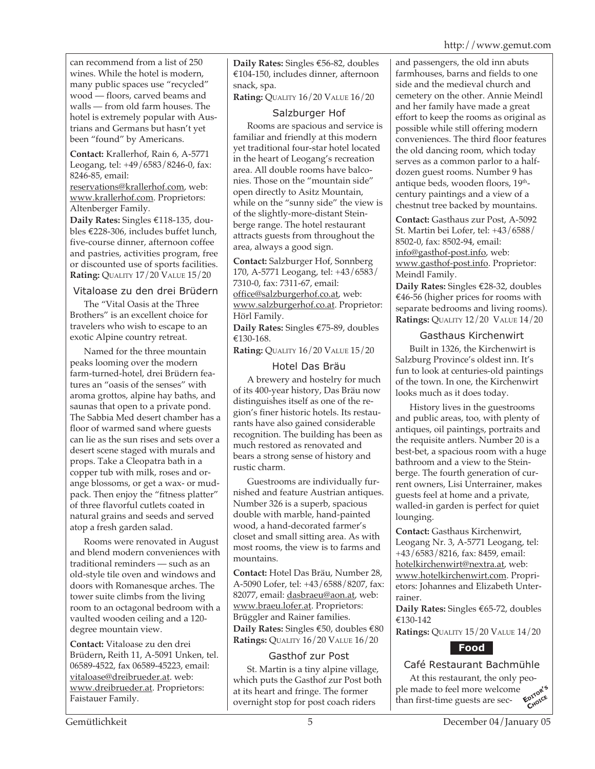can recommend from a list of 250 wines. While the hotel is modern, many public spaces use "recycled" wood — floors, carved beams and walls — from old farm houses. The hotel is extremely popular with Austrians and Germans but hasn't yet been "found" by Americans.

**Contact:** Krallerhof, Rain 6, A-5771 Leogang, tel: +49/6583/8246-0, fax: 8246-85, email: reservations@krallerhof.com, web: www.krallerhof.com. Proprietors: Altenberger Family.
**Daily Rates:** Singles €118-135, doubles €228-306, includes buffet lunch, five-course dinner, afternoon coffee and pastries, activities program, free or discounted use of sports facilities.
**Rating:** QUALITY 17/20 VALUE 15/20

### Vitaloase zu den drei Brüdern

The "Vital Oasis at the Three Brothers" is an excellent choice for travelers who wish to escape to an exotic Alpine country retreat.

Named for the three mountain peaks looming over the modern farm-turned-hotel, drei Brüdern features an "oasis of the senses" with aroma grottos, alpine hay baths, and saunas that open to a private pond. The Sabbia Med desert chamber has a floor of warmed sand where guests can lie as the sun rises and sets over a desert scene staged with murals and props. Take a Cleopatra bath in a copper tub with milk, roses and orange blossoms, or get a wax- or mudpack. Then enjoy the "fitness platter" of three flavorful cutlets coated in natural grains and seeds and served atop a fresh garden salad.

Rooms were renovated in August and blend modern conveniences with traditional reminders — such as an old-style tile oven and windows and doors with Romanesque arches. The tower suite climbs from the living room to an octagonal bedroom with a vaulted wooden ceiling and a 120-degree mountain view.

**Contact:** Vitaloase zu den drei Brüdern, Reith 11, A-5091 Unken, tel. 06589-4522, fax 06589-45223, email: vitaloase@dreibrueder.at. web: www.dreibrueder.at. Proprietors: Faistauer Family.
**Daily Rates:** Singles €56-82, doubles €104-150, includes dinner, afternoon snack, spa.
**Rating:** QUALITY 16/20 VALUE 16/20

### Salzburger Hof

Rooms are spacious and service is familiar and friendly at this modern yet traditional four-star hotel located in the heart of Leogang's recreation area. All double rooms have balconies. Those on the "mountain side" open directly to Asitz Mountain, while on the "sunny side" the view is of the slightly-more-distant Steinberge range. The hotel restaurant attracts guests from throughout the area, always a good sign.

**Contact:** Salzburger Hof, Sonnberg 170, A-5771 Leogang, tel: +43/6583/7310-0, fax: 7311-67, email: office@salzburgerhof.co.at, web: www.salzburgerhof.co.at. Proprietor: Hörl Family.
**Daily Rates:** Singles €75-89, doubles €130-168.
**Rating:** QUALITY 16/20 VALUE 15/20

### Hotel Das Bräu

A brewery and hostelry for much of its 400-year history, Das Bräu now distinguishes itself as one of the region's finer historic hotels. Its restaurants have also gained considerable recognition. The building has been as much restored as renovated and bears a strong sense of history and rustic charm.

Guestrooms are individually furnished and feature Austrian antiques. Number 326 is a superb, spacious double with marble, hand-painted wood, a hand-decorated farmer's closet and small sitting area. As with most rooms, the view is to farms and mountains.

**Contact:** Hotel Das Bräu, Number 28, A-5090 Lofer, tel: +43/6588/8207, fax: 82077, email: dasbraeu@aon.at, web: www.braeu.lofer.at. Proprietors: Brüggler and Rainer families.
**Daily Rates:** Singles €50, doubles €80
**Ratings:** QUALITY 16/20 VALUE 16/20

### Gasthof zur Post

St. Martin is a tiny alpine village, which puts the Gasthof zur Post both at its heart and fringe. The former overnight stop for post coach riders and passengers, the old inn abuts farmhouses, barns and fields to one side and the medieval church and cemetery on the other. Annie Meindl and her family have made a great effort to keep the rooms as original as possible while still offering modern conveniences. The third floor features the old dancing room, which today serves as a common parlor to a half-dozen guest rooms. Number 9 has antique beds, wooden floors, 19th-century paintings and a view of a chestnut tree backed by mountains.

**Contact:** Gasthaus zur Post, A-5092 St. Martin bei Lofer, tel: +43/6588/8502-0, fax: 8502-94, email: info@gasthof-post.info, web: www.gasthof-post.info. Proprietor: Meindl Family.
**Daily Rates:** Singles €28-32, doubles €46-56 (higher prices for rooms with separate bedrooms and living rooms).
**Ratings:** QUALITY 12/20 VALUE 14/20

### Gasthaus Kirchenwirt

Built in 1326, the Kirchenwirt is Salzburg Province's oldest inn. It's fun to look at centuries-old paintings of the town. In one, the Kirchenwirt looks much as it does today.

History lives in the guestrooms and public areas, too, with plenty of antiques, oil paintings, portraits and the requisite antlers. Number 20 is a best-bet, a spacious room with a huge bathroom and a view to the Steinberge. The fourth generation of current owners, Lisi Unterrainer, makes guests feel at home and a private, walled-in garden is perfect for quiet lounging.

**Contact:** Gasthaus Kirchenwirt, Leogang Nr. 3, A-5771 Leogang, tel: +43/6583/8216, fax: 8459, email: hotelkirchenwirt@nextra.at, web: www.hotelkirchenwirt.com. Proprietors: Johannes and Elizabeth Unterrainer.
**Daily Rates:** Singles €65-72, doubles €130-142
**Ratings:** QUALITY 15/20 VALUE 14/20

## Food

### Café Restaurant Bachmühle

EDITOR'S CHOICE

At this restaurant, the only people made to feel more welcome than first-time guests are sec-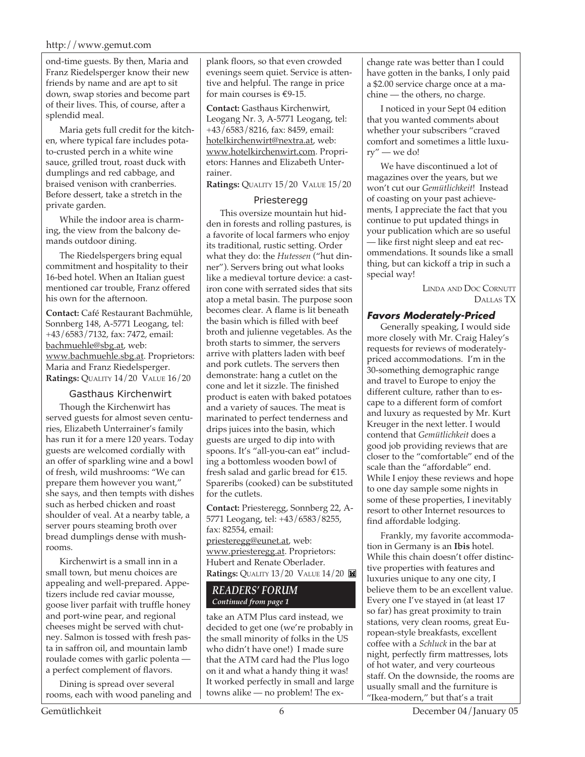ond-time guests. By then, Maria and Franz Riedelsperger know their new friends by name and are apt to sit down, swap stories and become part of their lives. This, of course, after a splendid meal.

Maria gets full credit for the kitchen, where typical fare includes potato-crusted perch in a white wine sauce, grilled trout, roast duck with dumplings and red cabbage, and braised venison with cranberries. Before dessert, take a stretch in the private garden.

While the indoor area is charming, the view from the balcony demands outdoor dining.

The Riedelspergers bring equal commitment and hospitality to their 16-bed hotel. When an Italian guest mentioned car trouble, Franz offered his own for the afternoon.

**Contact:** Café Restaurant Bachmühle, Sonnberg 148, A-5771 Leogang, tel: +43/6583/7132, fax: 7472, email: bachmuehle@sbg.at, web: www.bachmuehle.sbg.at. Proprietors: Maria and Franz Riedelsperger.
**Ratings:** QUALITY 14/20 VALUE 16/20

### Gasthaus Kirchenwirt

Though the Kirchenwirt has served guests for almost seven centuries, Elizabeth Unterrainer's family has run it for a mere 120 years. Today guests are welcomed cordially with an offer of sparkling wine and a bowl of fresh, wild mushrooms: "We can prepare them however you want," she says, and then tempts with dishes such as herbed chicken and roast shoulder of veal. At a nearby table, a server pours steaming broth over bread dumplings dense with mushrooms.

Kirchenwirt is a small inn in a small town, but menu choices are appealing and well-prepared. Appetizers include red caviar mousse, goose liver parfait with truffle honey and port-wine pear, and regional cheeses might be served with chutney. Salmon is tossed with fresh pasta in saffron oil, and mountain lamb roulade comes with garlic polenta — a perfect complement of flavors.

Dining is spread over several rooms, each with wood paneling and plank floors, so that even crowded evenings seem quiet. Service is attentive and helpful. The range in price for main courses is €9-15.

**Contact:** Gasthaus Kirchenwirt, Leogang Nr. 3, A-5771 Leogang, tel: +43/6583/8216, fax: 8459, email: hotelkirchenwirt@nextra.at, web: www.hotelkirchenwirt.com. Proprietors: Hannes and Elizabeth Unterrainer.
**Ratings:** QUALITY 15/20 VALUE 15/20

### Priesteregg

This oversize mountain hut hidden in forests and rolling pastures, is a favorite of local farmers who enjoy its traditional, rustic setting. Order what they do: the *Hutessen* ("hut dinner"). Servers bring out what looks like a medieval torture device: a cast-iron cone with serrated sides that sits atop a metal basin. The purpose soon becomes clear. A flame is lit beneath the basin which is filled with beef broth and julienne vegetables. As the broth starts to simmer, the servers arrive with platters laden with beef and pork cutlets. The servers then demonstrate: hang a cutlet on the cone and let it sizzle. The finished product is eaten with baked potatoes and a variety of sauces. The meat is marinated to perfect tenderness and drips juices into the basin, which guests are urged to dip into with spoons. It's "all-you-can eat" including a bottomless wooden bowl of fresh salad and garlic bread for €15. Spareribs (cooked) can be substituted for the cutlets.

**Contact:** Priesteregg, Sonnberg 22, A-5771 Leogang, tel: +43/6583/8255, fax: 82554, email: priesteregg@eunet.at, web: www.priesteregg.at. Proprietors: Hubert and Renate Oberlader.
**Ratings:** QUALITY 13/20 VALUE 14/20

## *READERS' FORUM*
*Continued from page 1*

take an ATM Plus card instead, we decided to get one (we're probably in the small minority of folks in the US who didn't have one!) I made sure that the ATM card had the Plus logo on it and what a handy thing it was! It worked perfectly in small and large towns alike — no problem! The exchange rate was better than I could have gotten in the banks, I only paid a $2.00 service charge once at a machine — the others, no charge.

I noticed in your Sept 04 edition that you wanted comments about whether your subscribers "craved comfort and sometimes a little luxury" — we do!

We have discontinued a lot of magazines over the years, but we won't cut our *Gemütlichkeit*! Instead of coasting on your past achievements, I appreciate the fact that you continue to put updated things in your publication which are so useful — like first night sleep and eat recommendations. It sounds like a small thing, but can kickoff a trip in such a special way!

LINDA AND DOC CORNUTT
DALLAS TX

### *Favors Moderately-Priced*

Generally speaking, I would side more closely with Mr. Craig Haley's requests for reviews of moderately-priced accommodations. I'm in the 30-something demographic range and travel to Europe to enjoy the different culture, rather than to escape to a different form of comfort and luxury as requested by Mr. Kurt Kreuger in the next letter. I would contend that *Gemütlichkeit* does a good job providing reviews that are closer to the "comfortable" end of the scale than the "affordable" end. While I enjoy these reviews and hope to one day sample some nights in some of these properties, I inevitably resort to other Internet resources to find affordable lodging.

Frankly, my favorite accommodation in Germany is an **Ibis** hotel. While this chain doesn't offer distinctive properties with features and luxuries unique to any one city, I believe them to be an excellent value. Every one I've stayed in (at least 17 so far) has great proximity to train stations, very clean rooms, great European-style breakfasts, excellent coffee with a *Schluck* in the bar at night, perfectly firm mattresses, lots of hot water, and very courteous staff. On the downside, the rooms are usually small and the furniture is "Ikea-modern," but that's a trait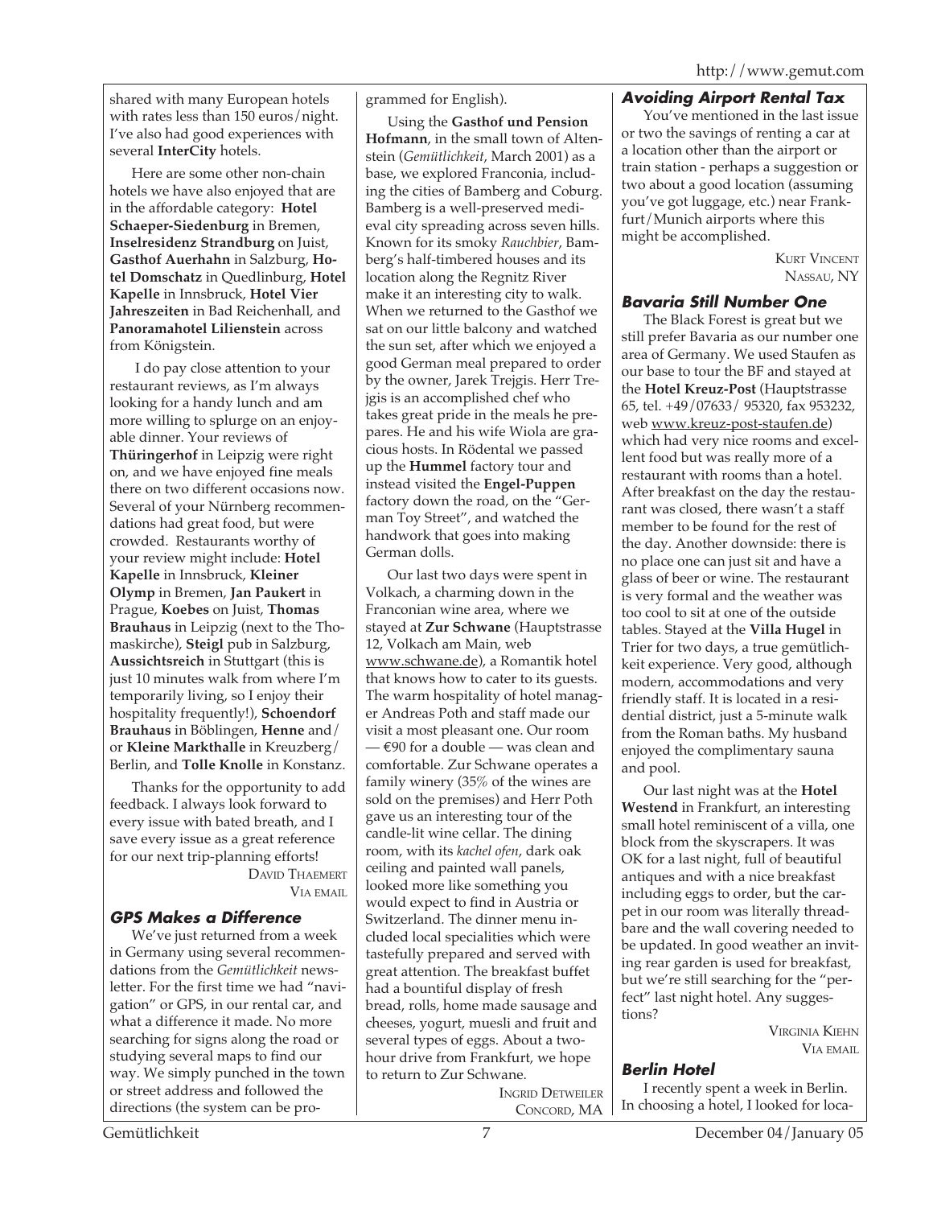shared with many European hotels with rates less than 150 euros/night. I've also had good experiences with several **InterCity** hotels.

Here are some other non-chain hotels we have also enjoyed that are in the affordable category: **Hotel Schaeper-Siedenburg** in Bremen, **Inselresidenz Strandburg** on Juist, **Gasthof Auerhahn** in Salzburg, **Hotel Domschatz** in Quedlinburg, **Hotel Kapelle** in Innsbruck, **Hotel Vier Jahreszeiten** in Bad Reichenhall, and **Panoramahotel Lilienstein** across from Königstein.

I do pay close attention to your restaurant reviews, as I'm always looking for a handy lunch and am more willing to splurge on an enjoyable dinner. Your reviews of **Thüringerhof** in Leipzig were right on, and we have enjoyed fine meals there on two different occasions now. Several of your Nürnberg recommendations had great food, but were crowded. Restaurants worthy of your review might include: **Hotel Kapelle** in Innsbruck, **Kleiner Olymp** in Bremen, **Jan Paukert** in Prague, **Koebes** on Juist, **Thomas Brauhaus** in Leipzig (next to the Thomaskirche), **Steigl** pub in Salzburg, **Aussichtsreich** in Stuttgart (this is just 10 minutes walk from where I'm temporarily living, so I enjoy their hospitality frequently!), **Schoendorf Brauhaus** in Böblingen, **Henne** and/or **Kleine Markthalle** in Kreuzberg/Berlin, and **Tolle Knolle** in Konstanz.

Thanks for the opportunity to add feedback. I always look forward to every issue with bated breath, and I save every issue as a great reference for our next trip-planning efforts!

DAVID THAEMERT
VIA EMAIL

### GPS Makes a Difference

We've just returned from a week in Germany using several recommendations from the *Gemütlichkeit* newsletter. For the first time we had "navigation" or GPS, in our rental car, and what a difference it made. No more searching for signs along the road or studying several maps to find our way. We simply punched in the town or street address and followed the directions (the system can be programmed for English).

Using the **Gasthof und Pension Hofmann**, in the small town of Altenstein (*Gemütlichkeit*, March 2001) as a base, we explored Franconia, including the cities of Bamberg and Coburg. Bamberg is a well-preserved medieval city spreading across seven hills. Known for its smoky *Rauchbier*, Bamberg's half-timbered houses and its location along the Regnitz River make it an interesting city to walk. When we returned to the Gasthof we sat on our little balcony and watched the sun set, after which we enjoyed a good German meal prepared to order by the owner, Jarek Trejgis. Herr Trejgis is an accomplished chef who takes great pride in the meals he prepares. He and his wife Wiola are gracious hosts. In Rödental we passed up the **Hummel** factory tour and instead visited the **Engel-Puppen** factory down the road, on the "German Toy Street", and watched the handwork that goes into making German dolls.

Our last two days were spent in Volkach, a charming down in the Franconian wine area, where we stayed at **Zur Schwane** (Hauptstrasse 12, Volkach am Main, web www.schwane.de), a Romantik hotel that knows how to cater to its guests. The warm hospitality of hotel manager Andreas Poth and staff made our visit a most pleasant one. Our room — €90 for a double — was clean and comfortable. Zur Schwane operates a family winery (35% of the wines are sold on the premises) and Herr Poth gave us an interesting tour of the candle-lit wine cellar. The dining room, with its *kachel ofen*, dark oak ceiling and painted wall panels, looked more like something you would expect to find in Austria or Switzerland. The dinner menu included local specialities which were tastefully prepared and served with great attention. The breakfast buffet had a bountiful display of fresh bread, rolls, home made sausage and cheeses, yogurt, muesli and fruit and several types of eggs. About a two-hour drive from Frankfurt, we hope to return to Zur Schwane.

INGRID DETWEILER
CONCORD, MA

### Avoiding Airport Rental Tax

You've mentioned in the last issue or two the savings of renting a car at a location other than the airport or train station - perhaps a suggestion or two about a good location (assuming you've got luggage, etc.) near Frankfurt/Munich airports where this might be accomplished.

KURT VINCENT
NASSAU, NY

### Bavaria Still Number One

The Black Forest is great but we still prefer Bavaria as our number one area of Germany. We used Staufen as our base to tour the BF and stayed at the **Hotel Kreuz-Post** (Hauptstrasse 65, tel. +49/07633/ 95320, fax 953232, web www.kreuz-post-staufen.de) which had very nice rooms and excellent food but was really more of a restaurant with rooms than a hotel. After breakfast on the day the restaurant was closed, there wasn't a staff member to be found for the rest of the day. Another downside: there is no place one can just sit and have a glass of beer or wine. The restaurant is very formal and the weather was too cool to sit at one of the outside tables. Stayed at the **Villa Hugel** in Trier for two days, a true gemütlichkeit experience. Very good, although modern, accommodations and very friendly staff. It is located in a residential district, just a 5-minute walk from the Roman baths. My husband enjoyed the complimentary sauna and pool.

Our last night was at the **Hotel Westend** in Frankfurt, an interesting small hotel reminiscent of a villa, one block from the skyscrapers. It was OK for a last night, full of beautiful antiques and with a nice breakfast including eggs to order, but the carpet in our room was literally threadbare and the wall covering needed to be updated. In good weather an inviting rear garden is used for breakfast, but we're still searching for the "perfect" last night hotel. Any suggestions?

VIRGINIA KIEHN
VIA EMAIL

### Berlin Hotel

I recently spent a week in Berlin. In choosing a hotel, I looked for loca-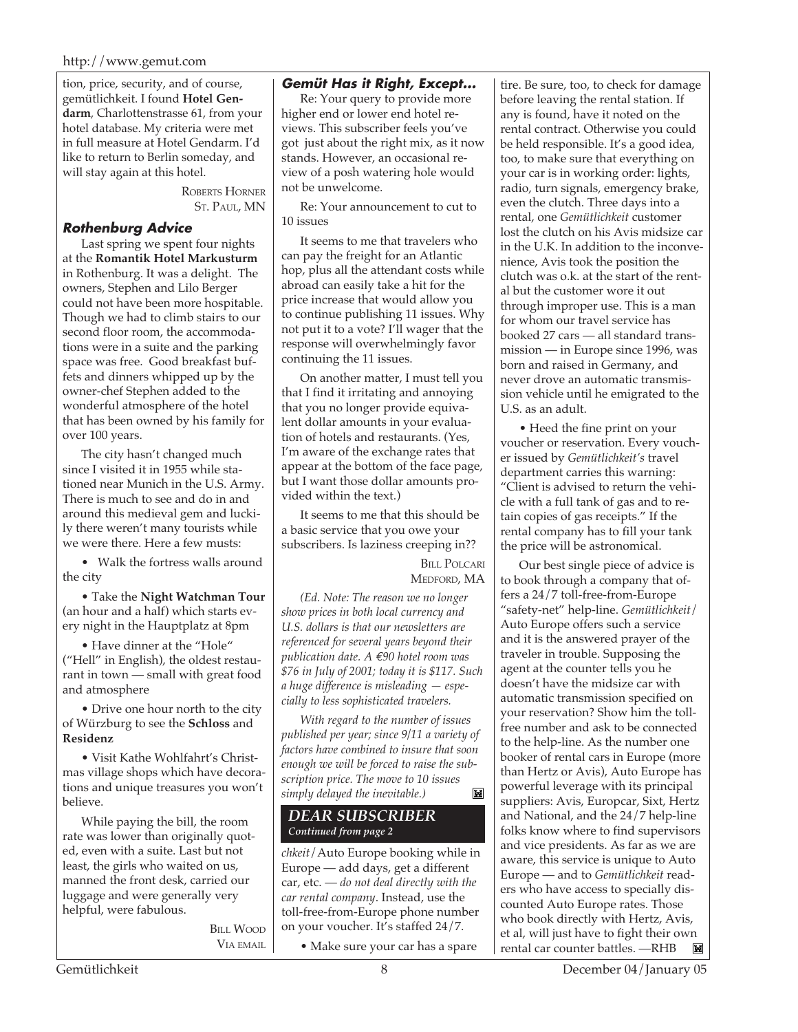tion, price, security, and of course, gemütlichkeit. I found **Hotel Gendarm**, Charlottenstrasse 61, from your hotel database. My criteria were met in full measure at Hotel Gendarm. I'd like to return to Berlin someday, and will stay again at this hotel.

ROBERTS HORNER
ST. PAUL, MN

### *Rothenburg Advice*

Last spring we spent four nights at the **Romantik Hotel Markusturm** in Rothenburg. It was a delight. The owners, Stephen and Lilo Berger could not have been more hospitable. Though we had to climb stairs to our second floor room, the accommodations were in a suite and the parking space was free. Good breakfast buffets and dinners whipped up by the owner-chef Stephen added to the wonderful atmosphere of the hotel that has been owned by his family for over 100 years.

The city hasn't changed much since I visited it in 1955 while stationed near Munich in the U.S. Army. There is much to see and do in and around this medieval gem and luckily there weren't many tourists while we were there. Here a few musts:

• Walk the fortress walls around the city

• Take the **Night Watchman Tour** (an hour and a half) which starts every night in the Hauptplatz at 8pm

• Have dinner at the "Hole" ("Hell" in English), the oldest restaurant in town — small with great food and atmosphere

• Drive one hour north to the city of Würzburg to see the **Schloss** and **Residenz**

• Visit Kathe Wohlfahrt's Christmas village shops which have decorations and unique treasures you won't believe.

While paying the bill, the room rate was lower than originally quoted, even with a suite. Last but not least, the girls who waited on us, manned the front desk, carried our luggage and were generally very helpful, were fabulous.

BILL WOOD
VIA EMAIL

### *Gemüt Has it Right, Except...*

Re: Your query to provide more higher end or lower end hotel reviews. This subscriber feels you've got just about the right mix, as it now stands. However, an occasional review of a posh watering hole would not be unwelcome.

Re: Your announcement to cut to 10 issues

It seems to me that travelers who can pay the freight for an Atlantic hop, plus all the attendant costs while abroad can easily take a hit for the price increase that would allow you to continue publishing 11 issues. Why not put it to a vote? I'll wager that the response will overwhelmingly favor continuing the 11 issues.

On another matter, I must tell you that I find it irritating and annoying that you no longer provide equivalent dollar amounts in your evaluation of hotels and restaurants. (Yes, I'm aware of the exchange rates that appear at the bottom of the face page, but I want those dollar amounts provided within the text.)

It seems to me that this should be a basic service that you owe your subscribers. Is laziness creeping in??

BILL POLCARI
MEDFORD, MA

*(Ed. Note: The reason we no longer show prices in both local currency and U.S. dollars is that our newsletters are referenced for several years beyond their publication date. A €90 hotel room was $76 in July of 2001; today it is $117. Such a huge difference is misleading — especially to less sophisticated travelers.*

*With regard to the number of issues published per year; since 9/11 a variety of factors have combined to insure that soon enough we will be forced to raise the subscription price. The move to 10 issues simply delayed the inevitable.)*

### *DEAR SUBSCRIBER*
*Continued from page 2*

*chkeit*/Auto Europe booking while in Europe — add days, get a different car, etc. — *do not deal directly with the car rental company*. Instead, use the toll-free-from-Europe phone number on your voucher. It's staffed 24/7.

• Make sure your car has a spare tire. Be sure, too, to check for damage before leaving the rental station. If any is found, have it noted on the rental contract. Otherwise you could be held responsible. It's a good idea, too, to make sure that everything on your car is in working order: lights, radio, turn signals, emergency brake, even the clutch. Three days into a rental, one *Gemütlichkeit* customer lost the clutch on his Avis midsize car in the U.K. In addition to the inconvenience, Avis took the position the clutch was o.k. at the start of the rental but the customer wore it out through improper use. This is a man for whom our travel service has booked 27 cars — all standard transmission — in Europe since 1996, was born and raised in Germany, and never drove an automatic transmission vehicle until he emigrated to the U.S. as an adult.

• Heed the fine print on your voucher or reservation. Every voucher issued by *Gemütlichkeit's* travel department carries this warning: "Client is advised to return the vehicle with a full tank of gas and to retain copies of gas receipts." If the rental company has to fill your tank the price will be astronomical.

Our best single piece of advice is to book through a company that offers a 24/7 toll-free-from-Europe "safety-net" help-line. *Gemütlichkeit*/Auto Europe offers such a service and it is the answered prayer of the traveler in trouble. Supposing the agent at the counter tells you he doesn't have the midsize car with automatic transmission specified on your reservation? Show him the toll-free number and ask to be connected to the help-line. As the number one booker of rental cars in Europe (more than Hertz or Avis), Auto Europe has powerful leverage with its principal suppliers: Avis, Europcar, Sixt, Hertz and National, and the 24/7 help-line folks know where to find supervisors and vice presidents. As far as we are aware, this service is unique to Auto Europe — and to *Gemütlichkeit* readers who have access to specially discounted Auto Europe rates. Those who book directly with Hertz, Avis, et al, will just have to fight their own rental car counter battles. —RHB